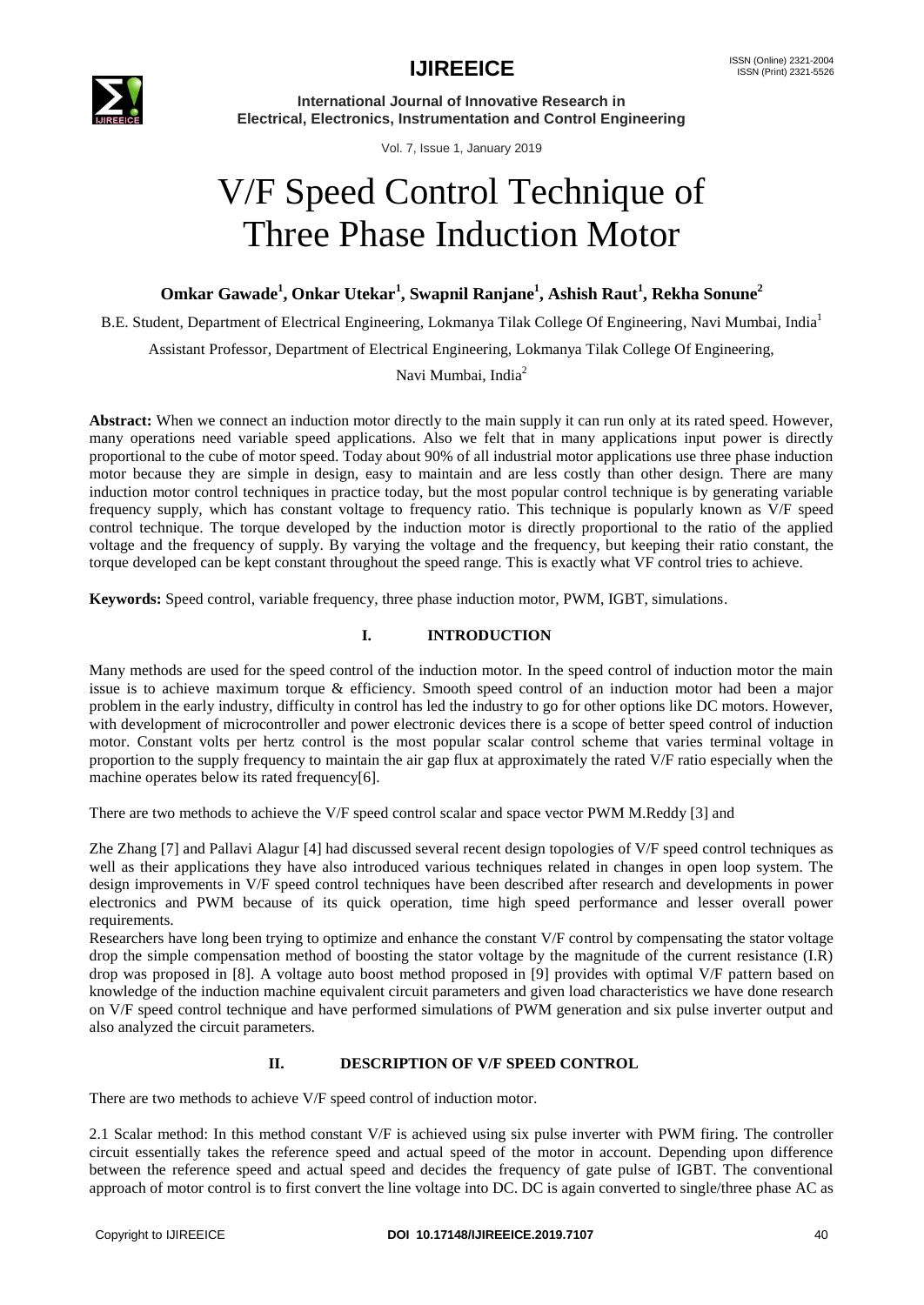# V/F Speed Control Technique of Three Phase Induction Motor

**Omkar Gawade[1], Onkar Utekar[1], Swapnil Ranjane[1], Ashish Raut[1], Rekha Sonune[2]**

B.E. Student, Department of Electrical Engineering, Lokmanya Tilak College Of Engineering, Navi Mumbai, India[1]

Assistant Professor, Department of Electrical Engineering, Lokmanya Tilak College Of Engineering, Navi Mumbai, India[2]

**Abstract:** When we connect an induction motor directly to the main supply it can run only at its rated speed. However, many operations need variable speed applications. Also we felt that in many applications input power is directly proportional to the cube of motor speed. Today about 90% of all industrial motor applications use three phase induction motor because they are simple in design, easy to maintain and are less costly than other design. There are many induction motor control techniques in practice today, but the most popular control technique is by generating variable frequency supply, which has constant voltage to frequency ratio. This technique is popularly known as V/F speed control technique. The torque developed by the induction motor is directly proportional to the ratio of the applied voltage and the frequency of supply. By varying the voltage and the frequency, but keeping their ratio constant, the torque developed can be kept constant throughout the speed range. This is exactly what VF control tries to achieve.

**Keywords:** Speed control, variable frequency, three phase induction motor, PWM, IGBT, simulations.

## I. INTRODUCTION

Many methods are used for the speed control of the induction motor. In the speed control of induction motor the main issue is to achieve maximum torque & efficiency. Smooth speed control of an induction motor had been a major problem in the early industry, difficulty in control has led the industry to go for other options like DC motors. However, with development of microcontroller and power electronic devices there is a scope of better speed control of induction motor. Constant volts per hertz control is the most popular scalar control scheme that varies terminal voltage in proportion to the supply frequency to maintain the air gap flux at approximately the rated V/F ratio especially when the machine operates below its rated frequency[6].

There are two methods to achieve the V/F speed control scalar and space vector PWM M.Reddy [3] and

Zhe Zhang [7] and Pallavi Alagur [4] had discussed several recent design topologies of V/F speed control techniques as well as their applications they have also introduced various techniques related in changes in open loop system. The design improvements in V/F speed control techniques have been described after research and developments in power electronics and PWM because of its quick operation, time high speed performance and lesser overall power requirements.

Researchers have long been trying to optimize and enhance the constant V/F control by compensating the stator voltage drop the simple compensation method of boosting the stator voltage by the magnitude of the current resistance (I.R) drop was proposed in [8]. A voltage auto boost method proposed in [9] provides with optimal V/F pattern based on knowledge of the induction machine equivalent circuit parameters and given load characteristics we have done research on V/F speed control technique and have performed simulations of PWM generation and six pulse inverter output and also analyzed the circuit parameters.

## II. DESCRIPTION OF V/F SPEED CONTROL

There are two methods to achieve V/F speed control of induction motor.

2.1 Scalar method: In this method constant V/F is achieved using six pulse inverter with PWM firing. The controller circuit essentially takes the reference speed and actual speed of the motor in account. Depending upon difference between the reference speed and actual speed and decides the frequency of gate pulse of IGBT. The conventional approach of motor control is to first convert the line voltage into DC. DC is again converted to single/three phase AC as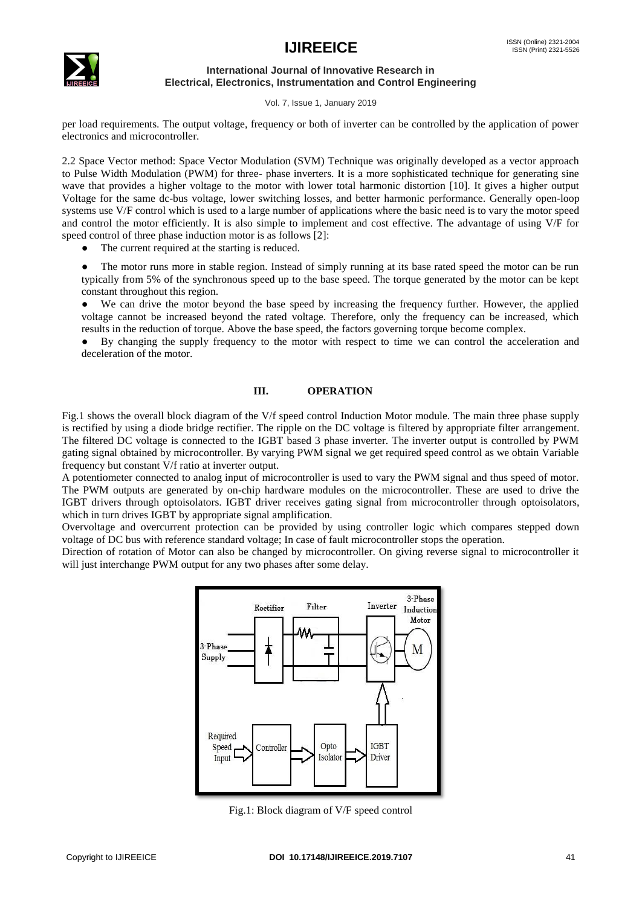per load requirements. The output voltage, frequency or both of inverter can be controlled by the application of power electronics and microcontroller.

2.2 Space Vector method: Space Vector Modulation (SVM) Technique was originally developed as a vector approach to Pulse Width Modulation (PWM) for three- phase inverters. It is a more sophisticated technique for generating sine wave that provides a higher voltage to the motor with lower total harmonic distortion [10]. It gives a higher output Voltage for the same dc-bus voltage, lower switching losses, and better harmonic performance. Generally open-loop systems use V/F control which is used to a large number of applications where the basic need is to vary the motor speed and control the motor efficiently. It is also simple to implement and cost effective. The advantage of using V/F for speed control of three phase induction motor is as follows [2]:

- The current required at the starting is reduced.
- The motor runs more in stable region. Instead of simply running at its base rated speed the motor can be run typically from 5% of the synchronous speed up to the base speed. The torque generated by the motor can be kept constant throughout this region.
- We can drive the motor beyond the base speed by increasing the frequency further. However, the applied voltage cannot be increased beyond the rated voltage. Therefore, only the frequency can be increased, which results in the reduction of torque. Above the base speed, the factors governing torque become complex.
- By changing the supply frequency to the motor with respect to time we can control the acceleration and deceleration of the motor.

## III. OPERATION

Fig.1 shows the overall block diagram of the V/f speed control Induction Motor module. The main three phase supply is rectified by using a diode bridge rectifier. The ripple on the DC voltage is filtered by appropriate filter arrangement. The filtered DC voltage is connected to the IGBT based 3 phase inverter. The inverter output is controlled by PWM gating signal obtained by microcontroller. By varying PWM signal we get required speed control as we obtain Variable frequency but constant V/f ratio at inverter output.

A potentiometer connected to analog input of microcontroller is used to vary the PWM signal and thus speed of motor. The PWM outputs are generated by on-chip hardware modules on the microcontroller. These are used to drive the IGBT drivers through optoisolators. IGBT driver receives gating signal from microcontroller through optoisolators, which in turn drives IGBT by appropriate signal amplification.

Overvoltage and overcurrent protection can be provided by using controller logic which compares stepped down voltage of DC bus with reference standard voltage; In case of fault microcontroller stops the operation.

Direction of rotation of Motor can also be changed by microcontroller. On giving reverse signal to microcontroller it will just interchange PWM output for any two phases after some delay.

Fig.1: Block diagram of V/F speed control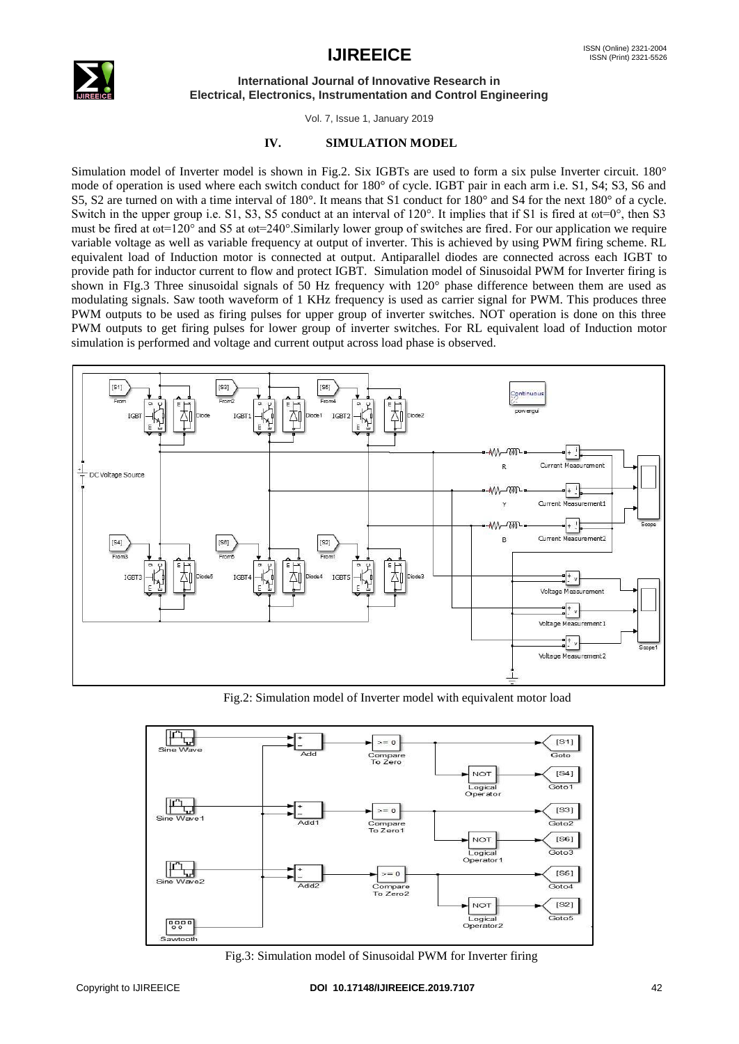## IV. SIMULATION MODEL

Simulation model of Inverter model is shown in Fig.2. Six IGBTs are used to form a six pulse Inverter circuit. 180° mode of operation is used where each switch conduct for 180° of cycle. IGBT pair in each arm i.e. S1, S4; S3, S6 and S5, S2 are turned on with a time interval of 180°. It means that S1 conduct for 180° and S4 for the next 180° of a cycle. Switch in the upper group i.e. S1, S3, S5 conduct at an interval of 120°. It implies that if S1 is fired at ωt=0°, then S3 must be fired at ωt=120° and S5 at ωt=240°.Similarly lower group of switches are fired. For our application we require variable voltage as well as variable frequency at output of inverter. This is achieved by using PWM firing scheme. RL equivalent load of Induction motor is connected at output. Antiparallel diodes are connected across each IGBT to provide path for inductor current to flow and protect IGBT. Simulation model of Sinusoidal PWM for Inverter firing is shown in FIg.3 Three sinusoidal signals of 50 Hz frequency with 120° phase difference between them are used as modulating signals. Saw tooth waveform of 1 KHz frequency is used as carrier signal for PWM. This produces three PWM outputs to be used as firing pulses for upper group of inverter switches. NOT operation is done on this three PWM outputs to get firing pulses for lower group of inverter switches. For RL equivalent load of Induction motor simulation is performed and voltage and current output across load phase is observed.

Fig.2: Simulation model of Inverter model with equivalent motor load

Fig.3: Simulation model of Sinusoidal PWM for Inverter firing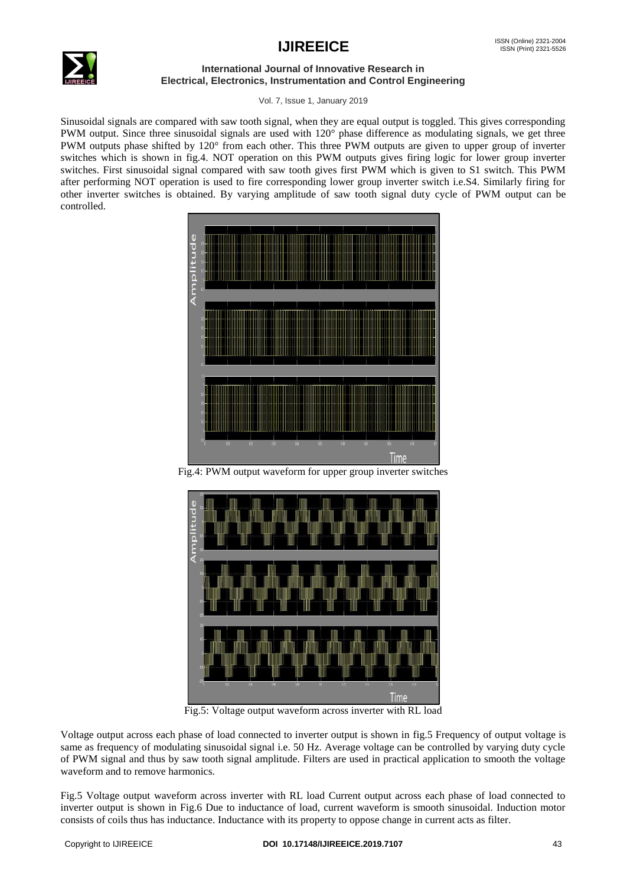Sinusoidal signals are compared with saw tooth signal, when they are equal output is toggled. This gives corresponding PWM output. Since three sinusoidal signals are used with 120° phase difference as modulating signals, we get three PWM outputs phase shifted by 120° from each other. This three PWM outputs are given to upper group of inverter switches which is shown in fig.4. NOT operation on this PWM outputs gives firing logic for lower group inverter switches. First sinusoidal signal compared with saw tooth gives first PWM which is given to S1 switch. This PWM after performing NOT operation is used to fire corresponding lower group inverter switch i.e.S4. Similarly firing for other inverter switches is obtained. By varying amplitude of saw tooth signal duty cycle of PWM output can be controlled.

Fig.4: PWM output waveform for upper group inverter switches

Fig.5: Voltage output waveform across inverter with RL load

Voltage output across each phase of load connected to inverter output is shown in fig.5 Frequency of output voltage is same as frequency of modulating sinusoidal signal i.e. 50 Hz. Average voltage can be controlled by varying duty cycle of PWM signal and thus by saw tooth signal amplitude. Filters are used in practical application to smooth the voltage waveform and to remove harmonics.

Fig.5 Voltage output waveform across inverter with RL load Current output across each phase of load connected to inverter output is shown in Fig.6 Due to inductance of load, current waveform is smooth sinusoidal. Induction motor consists of coils thus has inductance. Inductance with its property to oppose change in current acts as filter.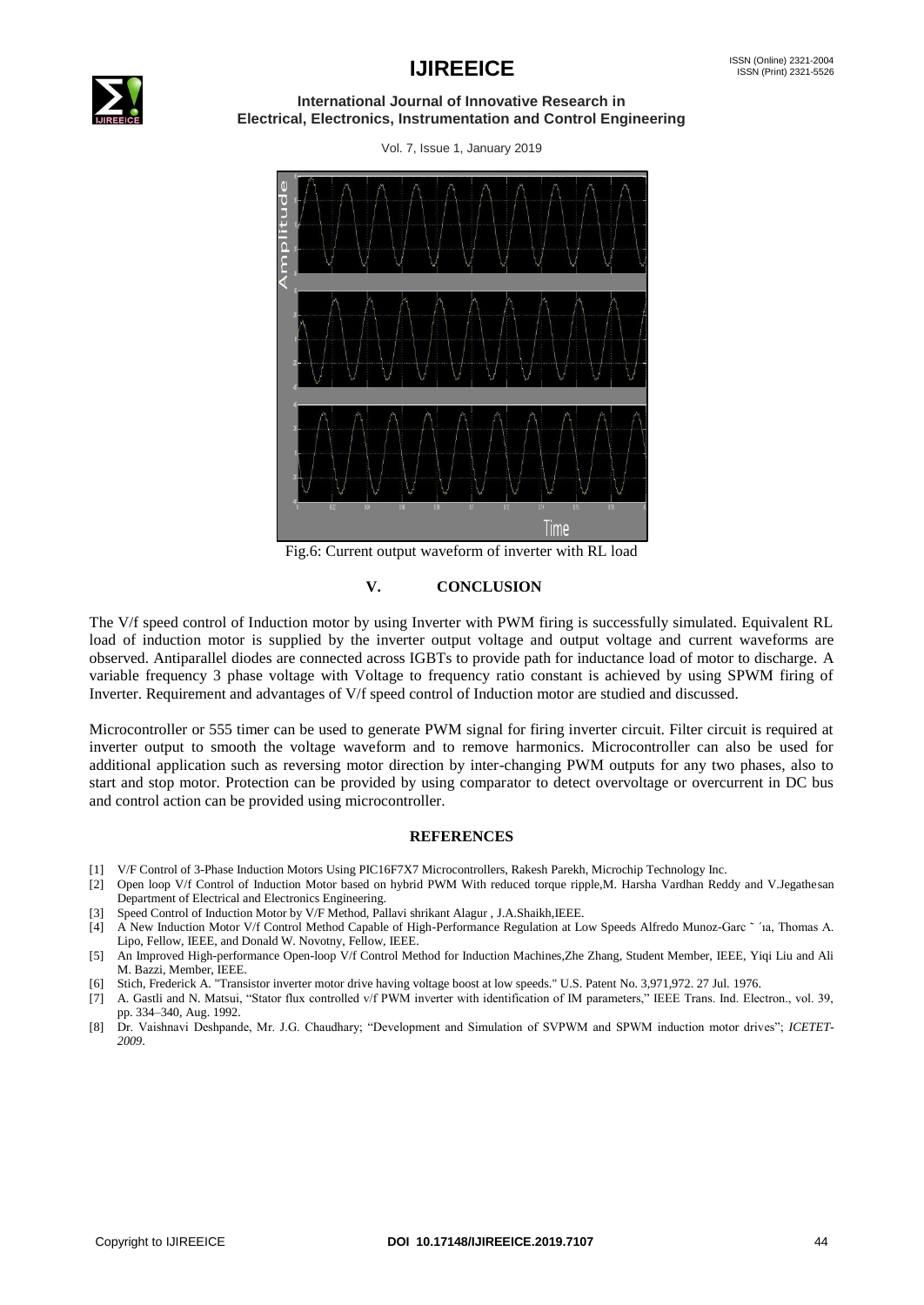Amplitude

Time

Fig.6: Current output waveform of inverter with RL load

## V. CONCLUSION

The V/f speed control of Induction motor by using Inverter with PWM firing is successfully simulated. Equivalent RL load of induction motor is supplied by the inverter output voltage and output voltage and current waveforms are observed. Antiparallel diodes are connected across IGBTs to provide path for inductance load of motor to discharge. A variable frequency 3 phase voltage with Voltage to frequency ratio constant is achieved by using SPWM firing of Inverter. Requirement and advantages of V/f speed control of Induction motor are studied and discussed.

Microcontroller or 555 timer can be used to generate PWM signal for firing inverter circuit. Filter circuit is required at inverter output to smooth the voltage waveform and to remove harmonics. Microcontroller can also be used for additional application such as reversing motor direction by inter-changing PWM outputs for any two phases, also to start and stop motor. Protection can be provided by using comparator to detect overvoltage or overcurrent in DC bus and control action can be provided using microcontroller.

## REFERENCES

[1] V/F Control of 3-Phase Induction Motors Using PIC16F7X7 Microcontrollers, Rakesh Parekh, Microchip Technology Inc.

[2] Open loop V/f Control of Induction Motor based on hybrid PWM With reduced torque ripple,M. Harsha Vardhan Reddy and V.Jegathesan Department of Electrical and Electronics Engineering.

[3] Speed Control of Induction Motor by V/F Method, Pallavi shrikant Alagur , J.A.Shaikh,IEEE.

[4] A New Induction Motor V/f Control Method Capable of High-Performance Regulation at Low Speeds Alfredo Munoz-Garc ˜ ´ıa, Thomas A. Lipo, Fellow, IEEE, and Donald W. Novotny, Fellow, IEEE.

[5] An Improved High-performance Open-loop V/f Control Method for Induction Machines,Zhe Zhang, Student Member, IEEE, Yiqi Liu and Ali M. Bazzi, Member, IEEE.

[6] Stich, Frederick A. "Transistor inverter motor drive having voltage boost at low speeds." U.S. Patent No. 3,971,972. 27 Jul. 1976.

[7] A. Gastli and N. Matsui, "Stator flux controlled v/f PWM inverter with identification of IM parameters," IEEE Trans. Ind. Electron., vol. 39, pp. 334–340, Aug. 1992.

[8] Dr. Vaishnavi Deshpande, Mr. J.G. Chaudhary; "Development and Simulation of SVPWM and SPWM induction motor drives"; *ICETET-2009*.